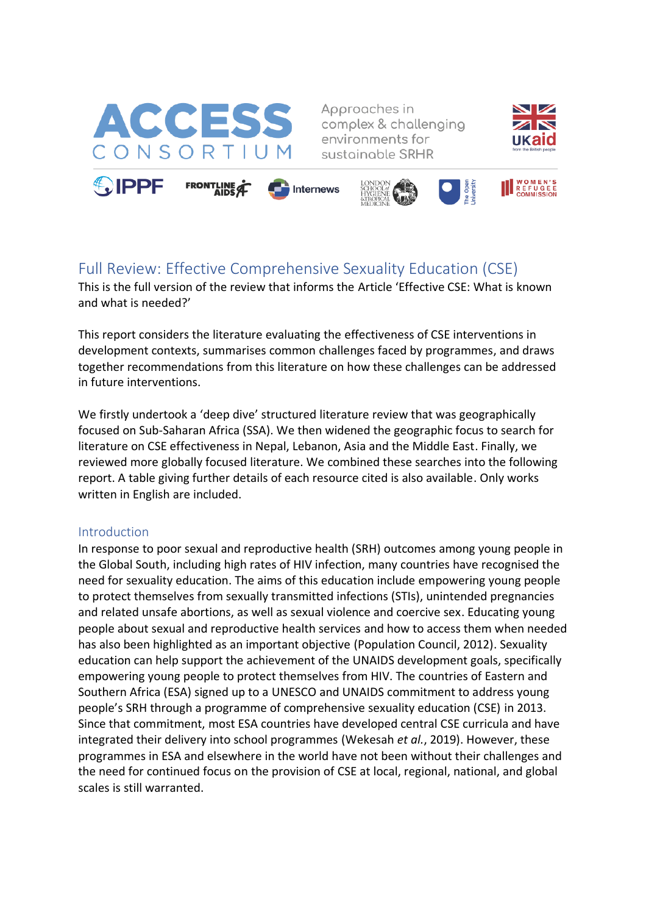ACCESS CONSORTIUM

Approaches in complex & challenging environments for sustainable SRHR

UKaid from the British people

IPPF | FRONTLINE AIDS | Internews | LONDON SCHOOL of HYGIENE &TROPICAL MEDICINE | The Open University | WOMEN'S REFUGEE COMMISSION

# Full Review: Effective Comprehensive Sexuality Education (CSE)

This is the full version of the review that informs the Article 'Effective CSE: What is known and what is needed?'

This report considers the literature evaluating the effectiveness of CSE interventions in development contexts, summarises common challenges faced by programmes, and draws together recommendations from this literature on how these challenges can be addressed in future interventions.

We firstly undertook a 'deep dive' structured literature review that was geographically focused on Sub-Saharan Africa (SSA). We then widened the geographic focus to search for literature on CSE effectiveness in Nepal, Lebanon, Asia and the Middle East. Finally, we reviewed more globally focused literature. We combined these searches into the following report. A table giving further details of each resource cited is also available. Only works written in English are included.

## Introduction

In response to poor sexual and reproductive health (SRH) outcomes among young people in the Global South, including high rates of HIV infection, many countries have recognised the need for sexuality education. The aims of this education include empowering young people to protect themselves from sexually transmitted infections (STIs), unintended pregnancies and related unsafe abortions, as well as sexual violence and coercive sex. Educating young people about sexual and reproductive health services and how to access them when needed has also been highlighted as an important objective (Population Council, 2012). Sexuality education can help support the achievement of the UNAIDS development goals, specifically empowering young people to protect themselves from HIV. The countries of Eastern and Southern Africa (ESA) signed up to a UNESCO and UNAIDS commitment to address young people's SRH through a programme of comprehensive sexuality education (CSE) in 2013. Since that commitment, most ESA countries have developed central CSE curricula and have integrated their delivery into school programmes (Wekesah *et al.*, 2019). However, these programmes in ESA and elsewhere in the world have not been without their challenges and the need for continued focus on the provision of CSE at local, regional, national, and global scales is still warranted.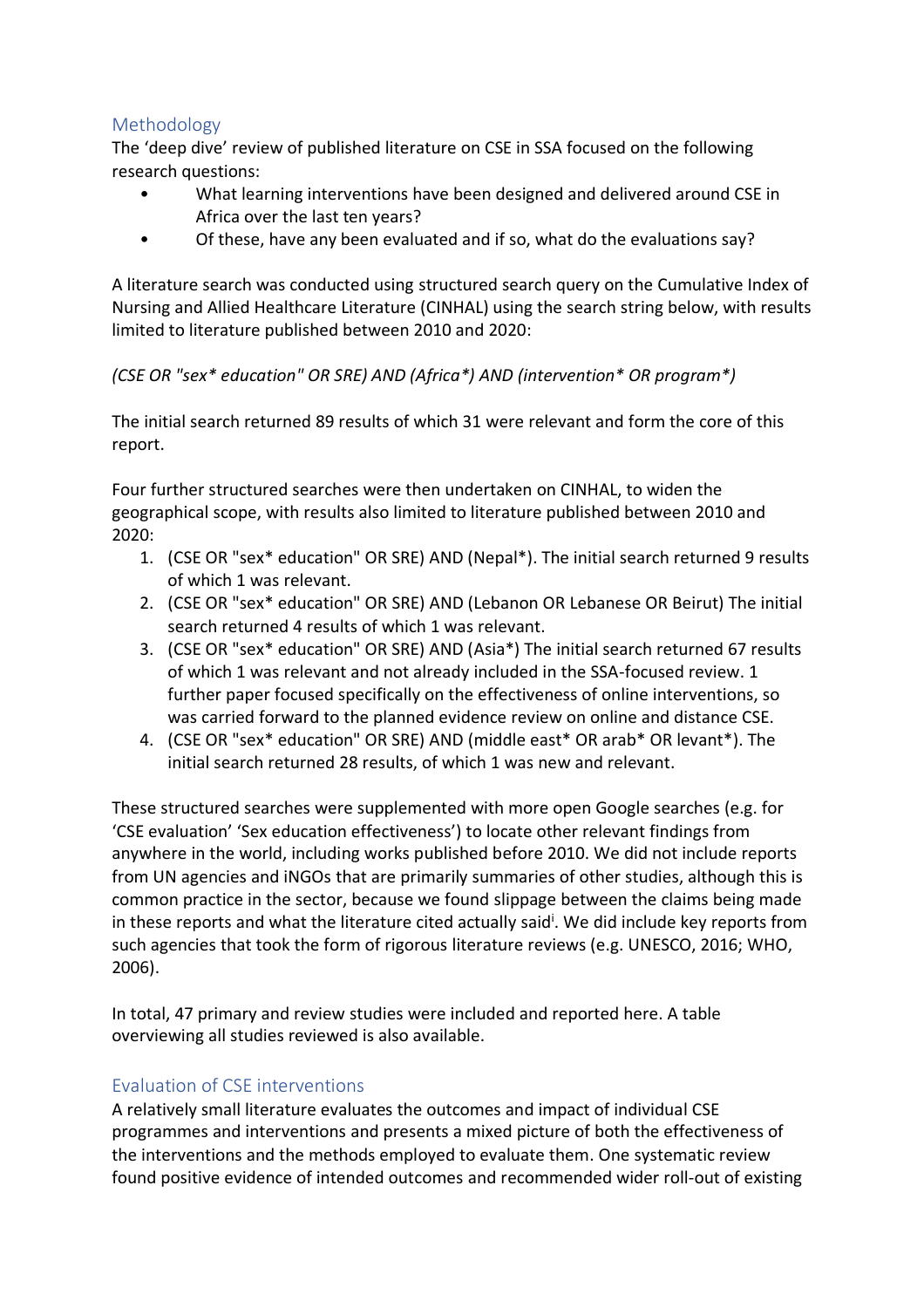## Methodology

The 'deep dive' review of published literature on CSE in SSA focused on the following research questions:

- What learning interventions have been designed and delivered around CSE in Africa over the last ten years?
- Of these, have any been evaluated and if so, what do the evaluations say?

A literature search was conducted using structured search query on the Cumulative Index of Nursing and Allied Healthcare Literature (CINHAL) using the search string below, with results limited to literature published between 2010 and 2020:

*(CSE OR "sex* education" OR SRE) AND (Africa*) AND (intervention* OR program*)*

The initial search returned 89 results of which 31 were relevant and form the core of this report.

Four further structured searches were then undertaken on CINHAL, to widen the geographical scope, with results also limited to literature published between 2010 and 2020:

1. (CSE OR "sex* education" OR SRE) AND (Nepal*). The initial search returned 9 results of which 1 was relevant.
2. (CSE OR "sex* education" OR SRE) AND (Lebanon OR Lebanese OR Beirut) The initial search returned 4 results of which 1 was relevant.
3. (CSE OR "sex* education" OR SRE) AND (Asia*) The initial search returned 67 results of which 1 was relevant and not already included in the SSA-focused review. 1 further paper focused specifically on the effectiveness of online interventions, so was carried forward to the planned evidence review on online and distance CSE.
4. (CSE OR "sex* education" OR SRE) AND (middle east* OR arab* OR levant*). The initial search returned 28 results, of which 1 was new and relevant.

These structured searches were supplemented with more open Google searches (e.g. for 'CSE evaluation' 'Sex education effectiveness') to locate other relevant findings from anywhere in the world, including works published before 2010. We did not include reports from UN agencies and iNGOs that are primarily summaries of other studies, although this is common practice in the sector, because we found slippage between the claims being made in these reports and what the literature cited actually said[i]. We did include key reports from such agencies that took the form of rigorous literature reviews (e.g. UNESCO, 2016; WHO, 2006).

In total, 47 primary and review studies were included and reported here. A table overviewing all studies reviewed is also available.

## Evaluation of CSE interventions

A relatively small literature evaluates the outcomes and impact of individual CSE programmes and interventions and presents a mixed picture of both the effectiveness of the interventions and the methods employed to evaluate them. One systematic review found positive evidence of intended outcomes and recommended wider roll-out of existing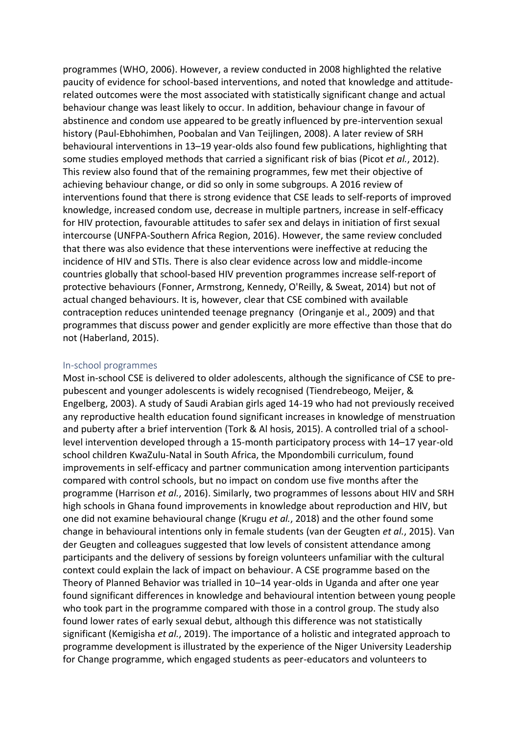programmes (WHO, 2006). However, a review conducted in 2008 highlighted the relative paucity of evidence for school-based interventions, and noted that knowledge and attitude-related outcomes were the most associated with statistically significant change and actual behaviour change was least likely to occur. In addition, behaviour change in favour of abstinence and condom use appeared to be greatly influenced by pre-intervention sexual history (Paul-Ebhohimhen, Poobalan and Van Teijlingen, 2008). A later review of SRH behavioural interventions in 13–19 year-olds also found few publications, highlighting that some studies employed methods that carried a significant risk of bias (Picot *et al.*, 2012). This review also found that of the remaining programmes, few met their objective of achieving behaviour change, or did so only in some subgroups. A 2016 review of interventions found that there is strong evidence that CSE leads to self-reports of improved knowledge, increased condom use, decrease in multiple partners, increase in self-efficacy for HIV protection, favourable attitudes to safer sex and delays in initiation of first sexual intercourse (UNFPA-Southern Africa Region, 2016). However, the same review concluded that there was also evidence that these interventions were ineffective at reducing the incidence of HIV and STIs. There is also clear evidence across low and middle-income countries globally that school-based HIV prevention programmes increase self-report of protective behaviours (Fonner, Armstrong, Kennedy, O'Reilly, & Sweat, 2014) but not of actual changed behaviours. It is, however, clear that CSE combined with available contraception reduces unintended teenage pregnancy (Oringanje et al., 2009) and that programmes that discuss power and gender explicitly are more effective than those that do not (Haberland, 2015).

## In-school programmes

Most in-school CSE is delivered to older adolescents, although the significance of CSE to pre-pubescent and younger adolescents is widely recognised (Tiendrebeogo, Meijer, & Engelberg, 2003). A study of Saudi Arabian girls aged 14-19 who had not previously received any reproductive health education found significant increases in knowledge of menstruation and puberty after a brief intervention (Tork & Al hosis, 2015). A controlled trial of a school-level intervention developed through a 15-month participatory process with 14–17 year-old school children KwaZulu-Natal in South Africa, the Mpondombili curriculum, found improvements in self-efficacy and partner communication among intervention participants compared with control schools, but no impact on condom use five months after the programme (Harrison *et al.*, 2016). Similarly, two programmes of lessons about HIV and SRH high schools in Ghana found improvements in knowledge about reproduction and HIV, but one did not examine behavioural change (Krugu *et al.*, 2018) and the other found some change in behavioural intentions only in female students (van der Geugten *et al.*, 2015). Van der Geugten and colleagues suggested that low levels of consistent attendance among participants and the delivery of sessions by foreign volunteers unfamiliar with the cultural context could explain the lack of impact on behaviour. A CSE programme based on the Theory of Planned Behavior was trialled in 10–14 year-olds in Uganda and after one year found significant differences in knowledge and behavioural intention between young people who took part in the programme compared with those in a control group. The study also found lower rates of early sexual debut, although this difference was not statistically significant (Kemigisha *et al.*, 2019). The importance of a holistic and integrated approach to programme development is illustrated by the experience of the Niger University Leadership for Change programme, which engaged students as peer-educators and volunteers to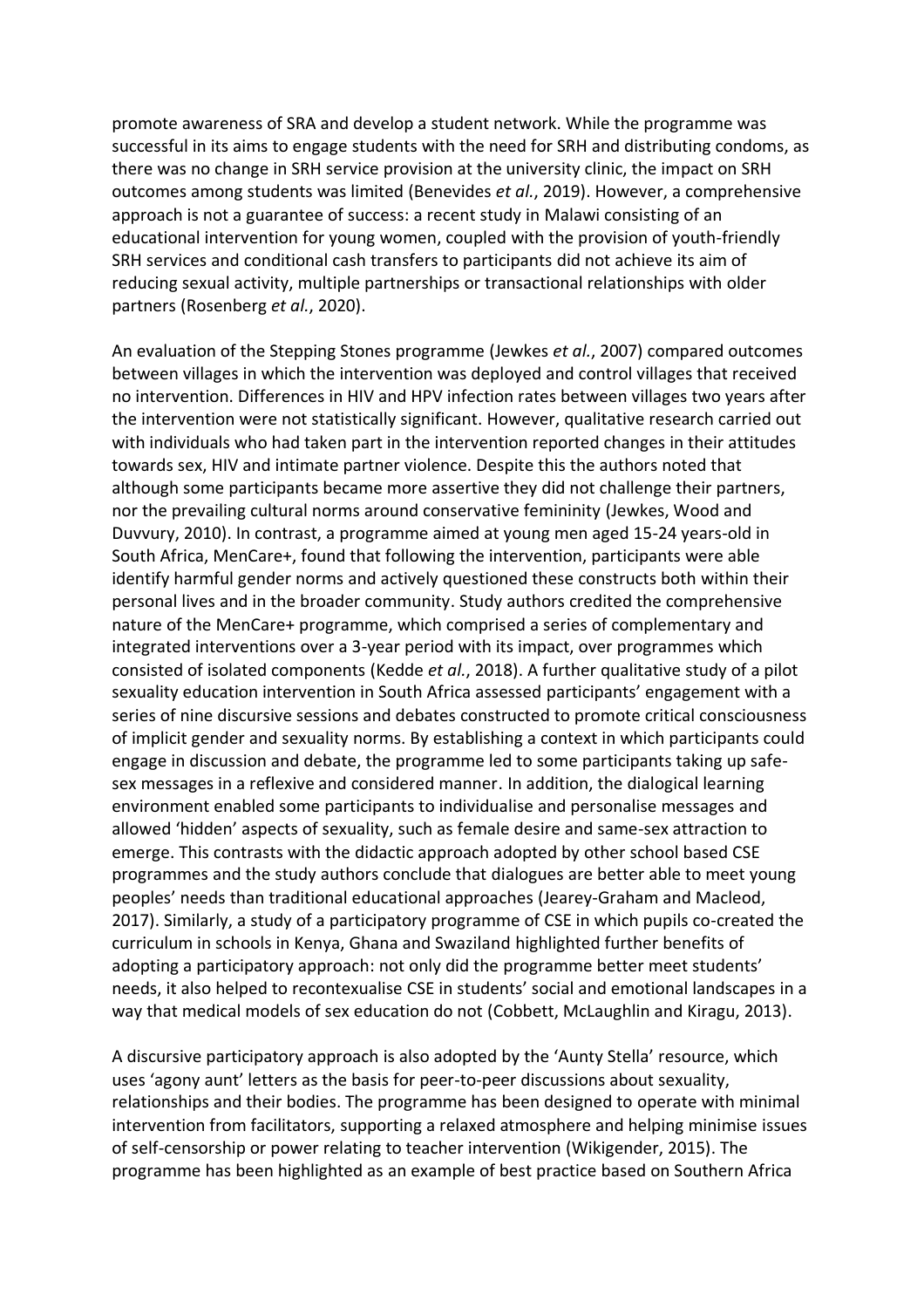promote awareness of SRA and develop a student network. While the programme was successful in its aims to engage students with the need for SRH and distributing condoms, as there was no change in SRH service provision at the university clinic, the impact on SRH outcomes among students was limited (Benevides *et al.*, 2019). However, a comprehensive approach is not a guarantee of success: a recent study in Malawi consisting of an educational intervention for young women, coupled with the provision of youth-friendly SRH services and conditional cash transfers to participants did not achieve its aim of reducing sexual activity, multiple partnerships or transactional relationships with older partners (Rosenberg *et al.*, 2020).

An evaluation of the Stepping Stones programme (Jewkes *et al.*, 2007) compared outcomes between villages in which the intervention was deployed and control villages that received no intervention. Differences in HIV and HPV infection rates between villages two years after the intervention were not statistically significant. However, qualitative research carried out with individuals who had taken part in the intervention reported changes in their attitudes towards sex, HIV and intimate partner violence. Despite this the authors noted that although some participants became more assertive they did not challenge their partners, nor the prevailing cultural norms around conservative femininity (Jewkes, Wood and Duvvury, 2010). In contrast, a programme aimed at young men aged 15-24 years-old in South Africa, MenCare+, found that following the intervention, participants were able identify harmful gender norms and actively questioned these constructs both within their personal lives and in the broader community. Study authors credited the comprehensive nature of the MenCare+ programme, which comprised a series of complementary and integrated interventions over a 3-year period with its impact, over programmes which consisted of isolated components (Kedde *et al.*, 2018). A further qualitative study of a pilot sexuality education intervention in South Africa assessed participants' engagement with a series of nine discursive sessions and debates constructed to promote critical consciousness of implicit gender and sexuality norms. By establishing a context in which participants could engage in discussion and debate, the programme led to some participants taking up safe-sex messages in a reflexive and considered manner. In addition, the dialogical learning environment enabled some participants to individualise and personalise messages and allowed 'hidden' aspects of sexuality, such as female desire and same-sex attraction to emerge. This contrasts with the didactic approach adopted by other school based CSE programmes and the study authors conclude that dialogues are better able to meet young peoples' needs than traditional educational approaches (Jearey-Graham and Macleod, 2017). Similarly, a study of a participatory programme of CSE in which pupils co-created the curriculum in schools in Kenya, Ghana and Swaziland highlighted further benefits of adopting a participatory approach: not only did the programme better meet students' needs, it also helped to recontexualise CSE in students' social and emotional landscapes in a way that medical models of sex education do not (Cobbett, McLaughlin and Kiragu, 2013).

A discursive participatory approach is also adopted by the 'Aunty Stella' resource, which uses 'agony aunt' letters as the basis for peer-to-peer discussions about sexuality, relationships and their bodies. The programme has been designed to operate with minimal intervention from facilitators, supporting a relaxed atmosphere and helping minimise issues of self-censorship or power relating to teacher intervention (Wikigender, 2015). The programme has been highlighted as an example of best practice based on Southern Africa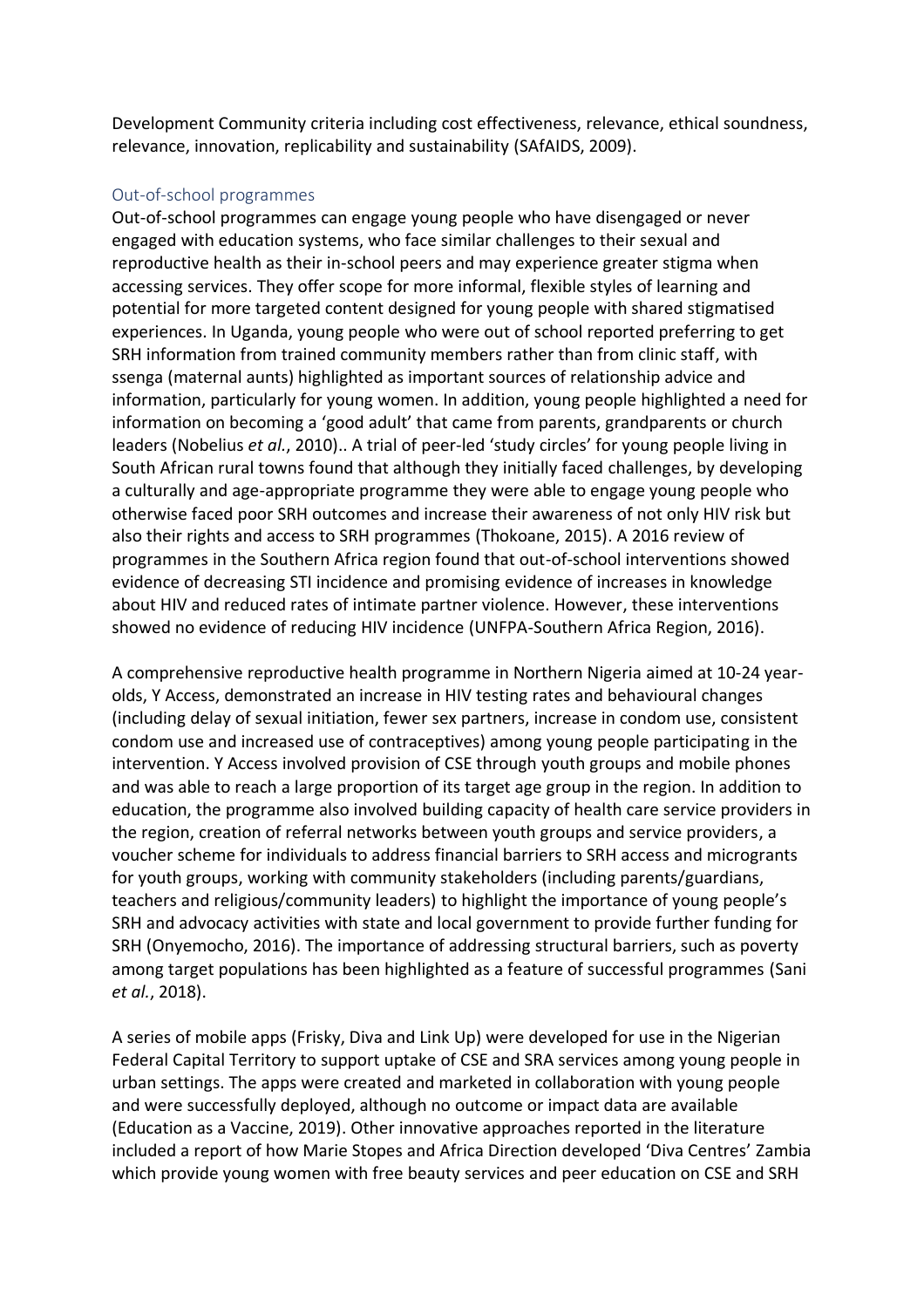Development Community criteria including cost effectiveness, relevance, ethical soundness, relevance, innovation, replicability and sustainability (SAfAIDS, 2009).

### Out-of-school programmes

Out-of-school programmes can engage young people who have disengaged or never engaged with education systems, who face similar challenges to their sexual and reproductive health as their in-school peers and may experience greater stigma when accessing services. They offer scope for more informal, flexible styles of learning and potential for more targeted content designed for young people with shared stigmatised experiences. In Uganda, young people who were out of school reported preferring to get SRH information from trained community members rather than from clinic staff, with ssenga (maternal aunts) highlighted as important sources of relationship advice and information, particularly for young women. In addition, young people highlighted a need for information on becoming a 'good adult' that came from parents, grandparents or church leaders (Nobelius *et al.*, 2010).. A trial of peer-led 'study circles' for young people living in South African rural towns found that although they initially faced challenges, by developing a culturally and age-appropriate programme they were able to engage young people who otherwise faced poor SRH outcomes and increase their awareness of not only HIV risk but also their rights and access to SRH programmes (Thokoane, 2015). A 2016 review of programmes in the Southern Africa region found that out-of-school interventions showed evidence of decreasing STI incidence and promising evidence of increases in knowledge about HIV and reduced rates of intimate partner violence. However, these interventions showed no evidence of reducing HIV incidence (UNFPA-Southern Africa Region, 2016).

A comprehensive reproductive health programme in Northern Nigeria aimed at 10-24 year-olds, Y Access, demonstrated an increase in HIV testing rates and behavioural changes (including delay of sexual initiation, fewer sex partners, increase in condom use, consistent condom use and increased use of contraceptives) among young people participating in the intervention. Y Access involved provision of CSE through youth groups and mobile phones and was able to reach a large proportion of its target age group in the region. In addition to education, the programme also involved building capacity of health care service providers in the region, creation of referral networks between youth groups and service providers, a voucher scheme for individuals to address financial barriers to SRH access and microgrants for youth groups, working with community stakeholders (including parents/guardians, teachers and religious/community leaders) to highlight the importance of young people's SRH and advocacy activities with state and local government to provide further funding for SRH (Onyemocho, 2016). The importance of addressing structural barriers, such as poverty among target populations has been highlighted as a feature of successful programmes (Sani *et al.*, 2018).

A series of mobile apps (Frisky, Diva and Link Up) were developed for use in the Nigerian Federal Capital Territory to support uptake of CSE and SRA services among young people in urban settings. The apps were created and marketed in collaboration with young people and were successfully deployed, although no outcome or impact data are available (Education as a Vaccine, 2019). Other innovative approaches reported in the literature included a report of how Marie Stopes and Africa Direction developed 'Diva Centres' Zambia which provide young women with free beauty services and peer education on CSE and SRH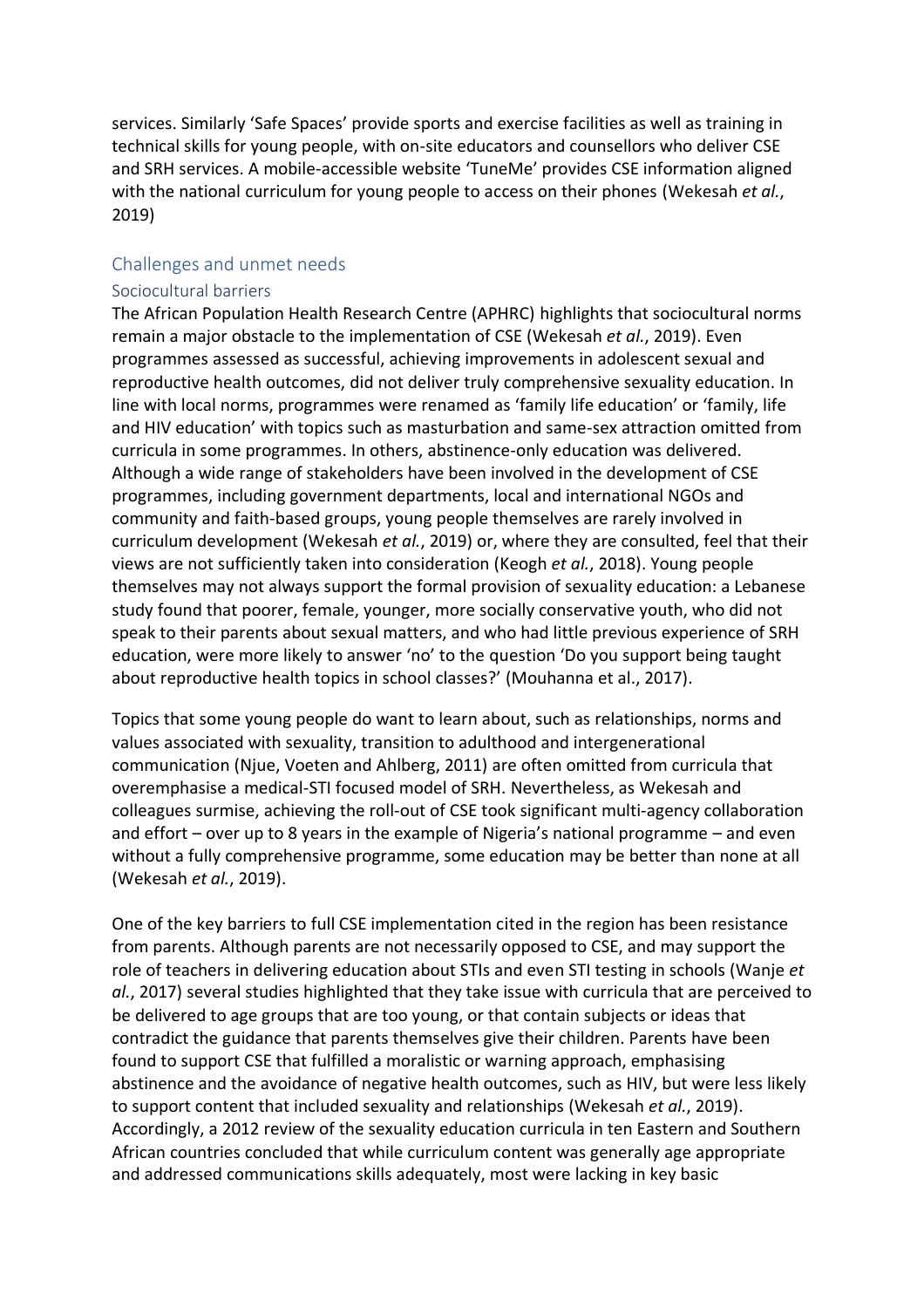services. Similarly 'Safe Spaces' provide sports and exercise facilities as well as training in technical skills for young people, with on-site educators and counsellors who deliver CSE and SRH services. A mobile-accessible website 'TuneMe' provides CSE information aligned with the national curriculum for young people to access on their phones (Wekesah *et al.*, 2019)

## Challenges and unmet needs

### Sociocultural barriers

The African Population Health Research Centre (APHRC) highlights that sociocultural norms remain a major obstacle to the implementation of CSE (Wekesah *et al.*, 2019). Even programmes assessed as successful, achieving improvements in adolescent sexual and reproductive health outcomes, did not deliver truly comprehensive sexuality education. In line with local norms, programmes were renamed as 'family life education' or 'family, life and HIV education' with topics such as masturbation and same-sex attraction omitted from curricula in some programmes. In others, abstinence-only education was delivered. Although a wide range of stakeholders have been involved in the development of CSE programmes, including government departments, local and international NGOs and community and faith-based groups, young people themselves are rarely involved in curriculum development (Wekesah *et al.*, 2019) or, where they are consulted, feel that their views are not sufficiently taken into consideration (Keogh *et al.*, 2018). Young people themselves may not always support the formal provision of sexuality education: a Lebanese study found that poorer, female, younger, more socially conservative youth, who did not speak to their parents about sexual matters, and who had little previous experience of SRH education, were more likely to answer 'no' to the question 'Do you support being taught about reproductive health topics in school classes?' (Mouhanna et al., 2017).

Topics that some young people do want to learn about, such as relationships, norms and values associated with sexuality, transition to adulthood and intergenerational communication (Njue, Voeten and Ahlberg, 2011) are often omitted from curricula that overemphasise a medical-STI focused model of SRH. Nevertheless, as Wekesah and colleagues surmise, achieving the roll-out of CSE took significant multi-agency collaboration and effort – over up to 8 years in the example of Nigeria's national programme – and even without a fully comprehensive programme, some education may be better than none at all (Wekesah *et al.*, 2019).

One of the key barriers to full CSE implementation cited in the region has been resistance from parents. Although parents are not necessarily opposed to CSE, and may support the role of teachers in delivering education about STIs and even STI testing in schools (Wanje *et al.*, 2017) several studies highlighted that they take issue with curricula that are perceived to be delivered to age groups that are too young, or that contain subjects or ideas that contradict the guidance that parents themselves give their children. Parents have been found to support CSE that fulfilled a moralistic or warning approach, emphasising abstinence and the avoidance of negative health outcomes, such as HIV, but were less likely to support content that included sexuality and relationships (Wekesah *et al.*, 2019). Accordingly, a 2012 review of the sexuality education curricula in ten Eastern and Southern African countries concluded that while curriculum content was generally age appropriate and addressed communications skills adequately, most were lacking in key basic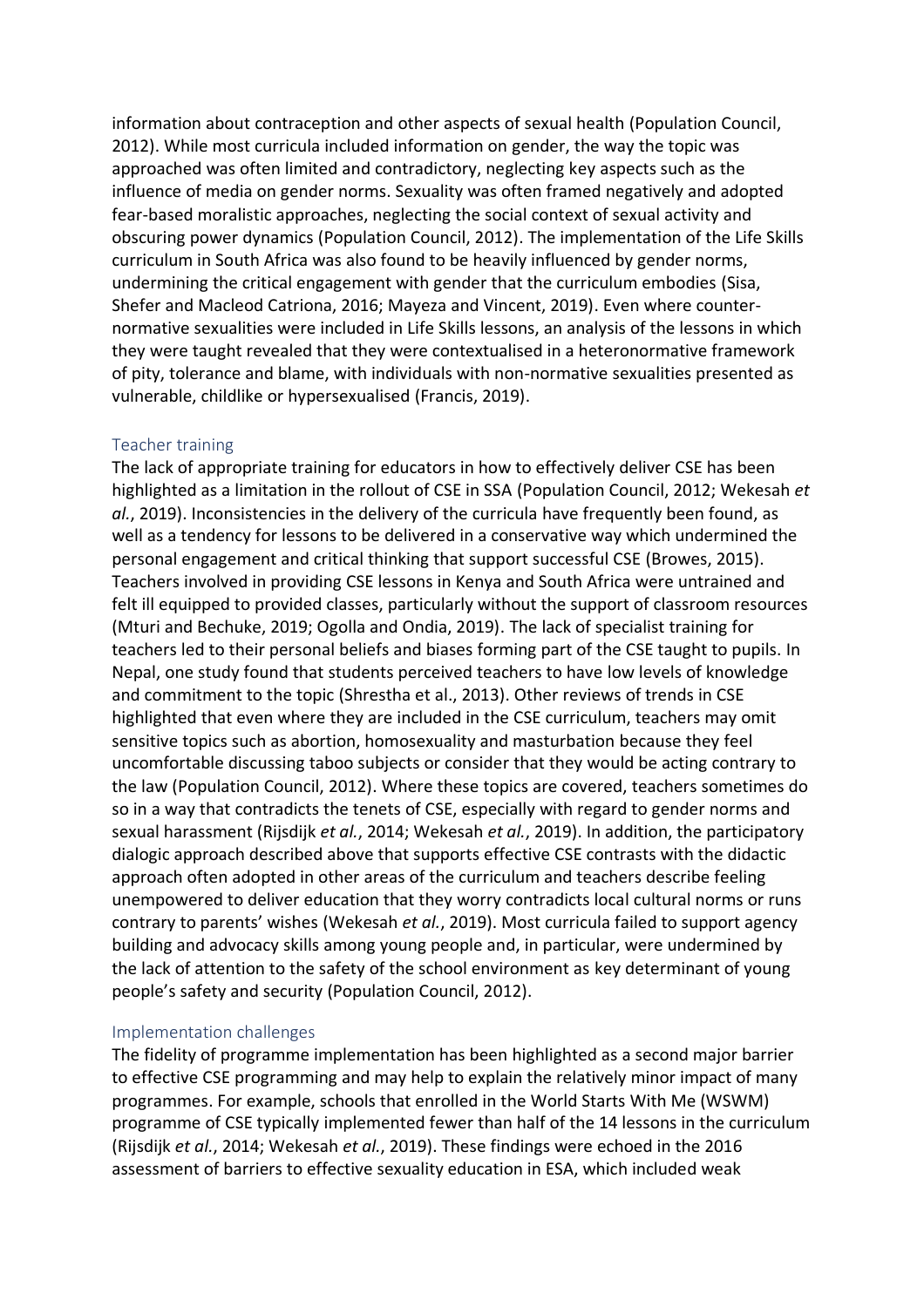information about contraception and other aspects of sexual health (Population Council, 2012). While most curricula included information on gender, the way the topic was approached was often limited and contradictory, neglecting key aspects such as the influence of media on gender norms. Sexuality was often framed negatively and adopted fear-based moralistic approaches, neglecting the social context of sexual activity and obscuring power dynamics (Population Council, 2012). The implementation of the Life Skills curriculum in South Africa was also found to be heavily influenced by gender norms, undermining the critical engagement with gender that the curriculum embodies (Sisa, Shefer and Macleod Catriona, 2016; Mayeza and Vincent, 2019). Even where counter-normative sexualities were included in Life Skills lessons, an analysis of the lessons in which they were taught revealed that they were contextualised in a heteronormative framework of pity, tolerance and blame, with individuals with non-normative sexualities presented as vulnerable, childlike or hypersexualised (Francis, 2019).

### Teacher training

The lack of appropriate training for educators in how to effectively deliver CSE has been highlighted as a limitation in the rollout of CSE in SSA (Population Council, 2012; Wekesah *et al.*, 2019). Inconsistencies in the delivery of the curricula have frequently been found, as well as a tendency for lessons to be delivered in a conservative way which undermined the personal engagement and critical thinking that support successful CSE (Browes, 2015). Teachers involved in providing CSE lessons in Kenya and South Africa were untrained and felt ill equipped to provided classes, particularly without the support of classroom resources (Mturi and Bechuke, 2019; Ogolla and Ondia, 2019). The lack of specialist training for teachers led to their personal beliefs and biases forming part of the CSE taught to pupils. In Nepal, one study found that students perceived teachers to have low levels of knowledge and commitment to the topic (Shrestha et al., 2013). Other reviews of trends in CSE highlighted that even where they are included in the CSE curriculum, teachers may omit sensitive topics such as abortion, homosexuality and masturbation because they feel uncomfortable discussing taboo subjects or consider that they would be acting contrary to the law (Population Council, 2012). Where these topics are covered, teachers sometimes do so in a way that contradicts the tenets of CSE, especially with regard to gender norms and sexual harassment (Rijsdijk *et al.*, 2014; Wekesah *et al.*, 2019). In addition, the participatory dialogic approach described above that supports effective CSE contrasts with the didactic approach often adopted in other areas of the curriculum and teachers describe feeling unempowered to deliver education that they worry contradicts local cultural norms or runs contrary to parents' wishes (Wekesah *et al.*, 2019). Most curricula failed to support agency building and advocacy skills among young people and, in particular, were undermined by the lack of attention to the safety of the school environment as key determinant of young people's safety and security (Population Council, 2012).

### Implementation challenges

The fidelity of programme implementation has been highlighted as a second major barrier to effective CSE programming and may help to explain the relatively minor impact of many programmes. For example, schools that enrolled in the World Starts With Me (WSWM) programme of CSE typically implemented fewer than half of the 14 lessons in the curriculum (Rijsdijk *et al.*, 2014; Wekesah *et al.*, 2019). These findings were echoed in the 2016 assessment of barriers to effective sexuality education in ESA, which included weak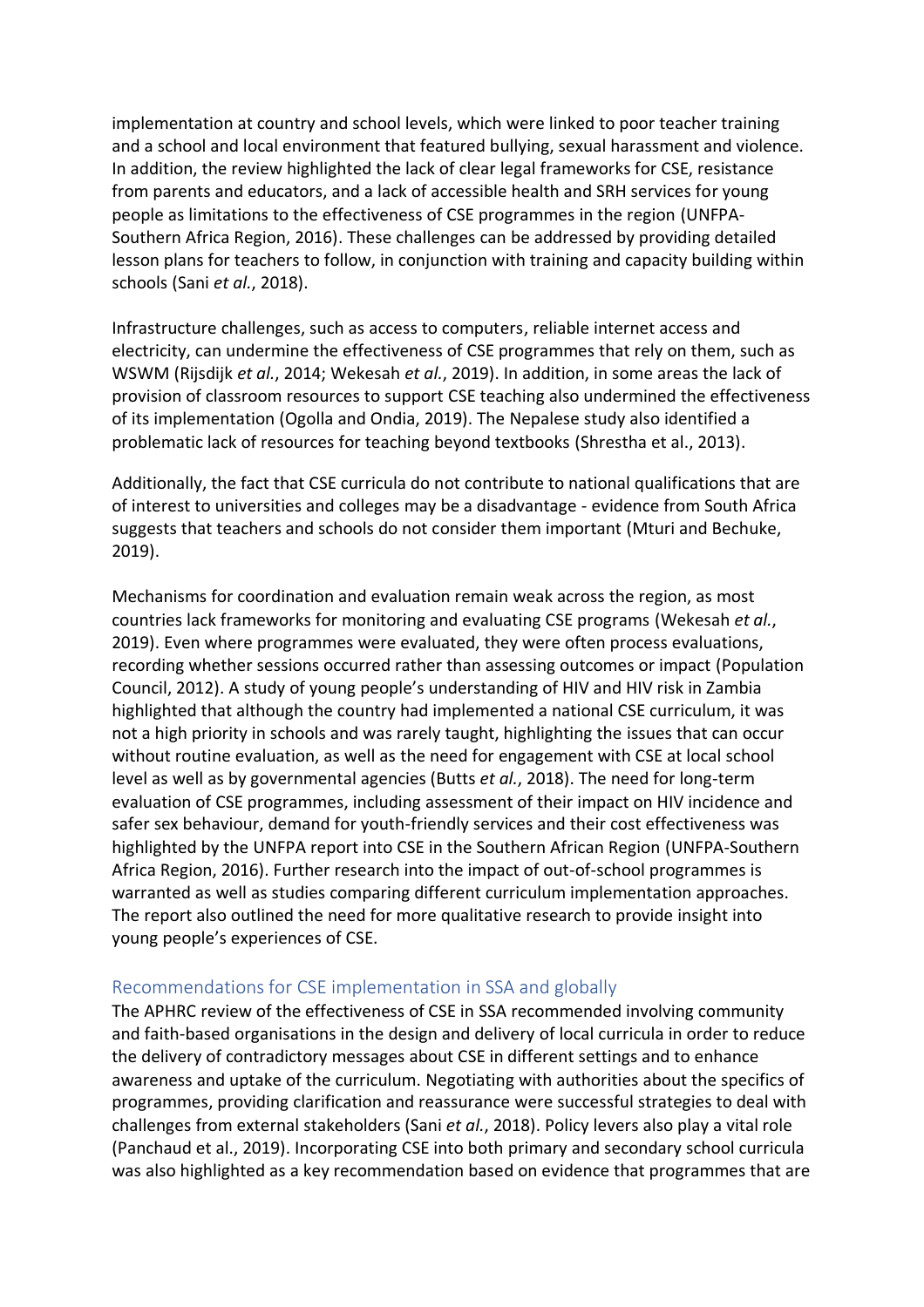implementation at country and school levels, which were linked to poor teacher training and a school and local environment that featured bullying, sexual harassment and violence. In addition, the review highlighted the lack of clear legal frameworks for CSE, resistance from parents and educators, and a lack of accessible health and SRH services for young people as limitations to the effectiveness of CSE programmes in the region (UNFPA-Southern Africa Region, 2016). These challenges can be addressed by providing detailed lesson plans for teachers to follow, in conjunction with training and capacity building within schools (Sani *et al.*, 2018).

Infrastructure challenges, such as access to computers, reliable internet access and electricity, can undermine the effectiveness of CSE programmes that rely on them, such as WSWM (Rijsdijk *et al.*, 2014; Wekesah *et al.*, 2019). In addition, in some areas the lack of provision of classroom resources to support CSE teaching also undermined the effectiveness of its implementation (Ogolla and Ondia, 2019). The Nepalese study also identified a problematic lack of resources for teaching beyond textbooks (Shrestha et al., 2013).

Additionally, the fact that CSE curricula do not contribute to national qualifications that are of interest to universities and colleges may be a disadvantage - evidence from South Africa suggests that teachers and schools do not consider them important (Mturi and Bechuke, 2019).

Mechanisms for coordination and evaluation remain weak across the region, as most countries lack frameworks for monitoring and evaluating CSE programs (Wekesah *et al.*, 2019). Even where programmes were evaluated, they were often process evaluations, recording whether sessions occurred rather than assessing outcomes or impact (Population Council, 2012). A study of young people's understanding of HIV and HIV risk in Zambia highlighted that although the country had implemented a national CSE curriculum, it was not a high priority in schools and was rarely taught, highlighting the issues that can occur without routine evaluation, as well as the need for engagement with CSE at local school level as well as by governmental agencies (Butts *et al.*, 2018). The need for long-term evaluation of CSE programmes, including assessment of their impact on HIV incidence and safer sex behaviour, demand for youth-friendly services and their cost effectiveness was highlighted by the UNFPA report into CSE in the Southern African Region (UNFPA-Southern Africa Region, 2016). Further research into the impact of out-of-school programmes is warranted as well as studies comparing different curriculum implementation approaches. The report also outlined the need for more qualitative research to provide insight into young people's experiences of CSE.

## Recommendations for CSE implementation in SSA and globally

The APHRC review of the effectiveness of CSE in SSA recommended involving community and faith-based organisations in the design and delivery of local curricula in order to reduce the delivery of contradictory messages about CSE in different settings and to enhance awareness and uptake of the curriculum. Negotiating with authorities about the specifics of programmes, providing clarification and reassurance were successful strategies to deal with challenges from external stakeholders (Sani *et al.*, 2018). Policy levers also play a vital role (Panchaud et al., 2019). Incorporating CSE into both primary and secondary school curricula was also highlighted as a key recommendation based on evidence that programmes that are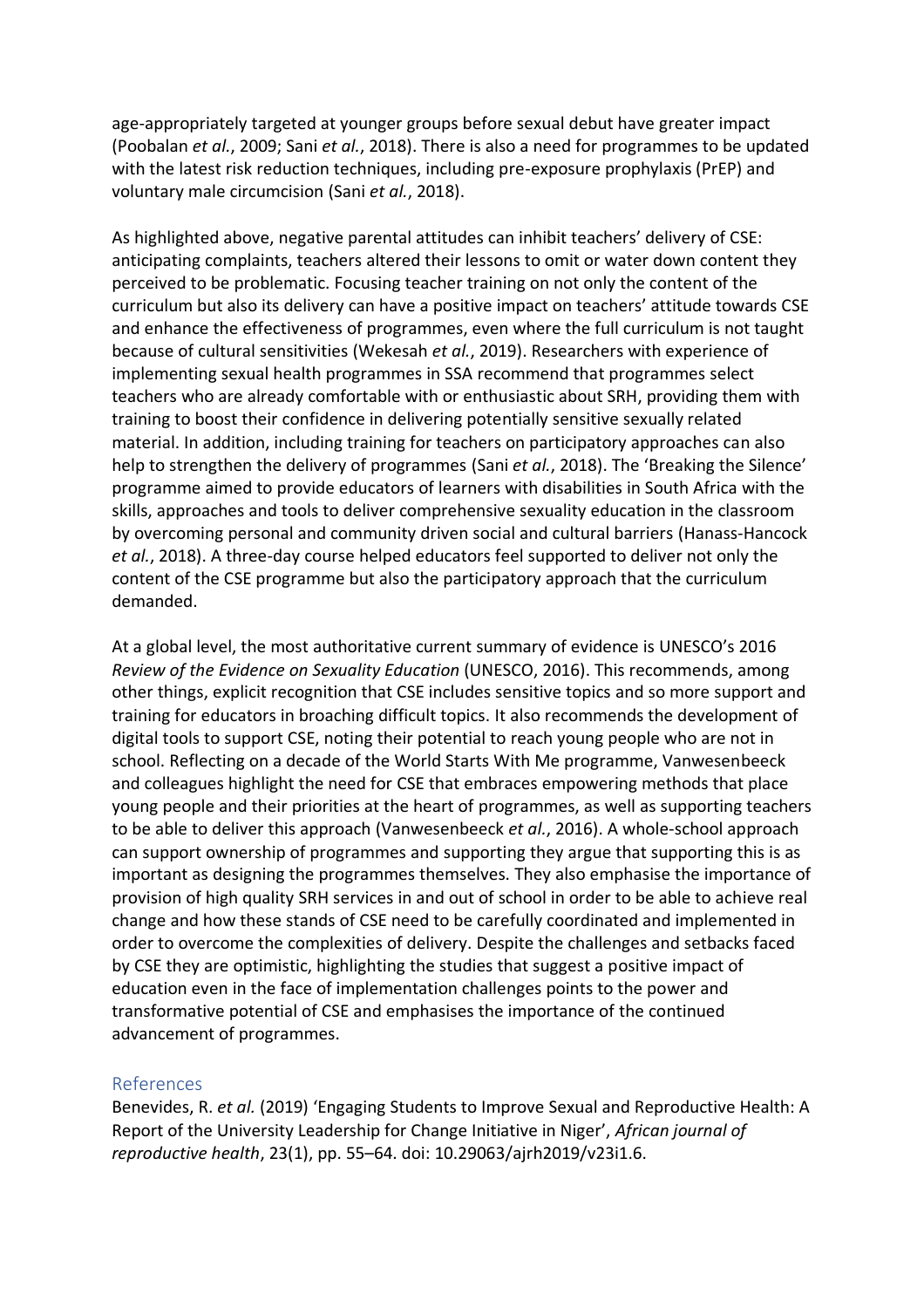age-appropriately targeted at younger groups before sexual debut have greater impact (Poobalan *et al.*, 2009; Sani *et al.*, 2018). There is also a need for programmes to be updated with the latest risk reduction techniques, including pre-exposure prophylaxis (PrEP) and voluntary male circumcision (Sani *et al.*, 2018).

As highlighted above, negative parental attitudes can inhibit teachers' delivery of CSE: anticipating complaints, teachers altered their lessons to omit or water down content they perceived to be problematic. Focusing teacher training on not only the content of the curriculum but also its delivery can have a positive impact on teachers' attitude towards CSE and enhance the effectiveness of programmes, even where the full curriculum is not taught because of cultural sensitivities (Wekesah *et al.*, 2019). Researchers with experience of implementing sexual health programmes in SSA recommend that programmes select teachers who are already comfortable with or enthusiastic about SRH, providing them with training to boost their confidence in delivering potentially sensitive sexually related material. In addition, including training for teachers on participatory approaches can also help to strengthen the delivery of programmes (Sani *et al.*, 2018). The 'Breaking the Silence' programme aimed to provide educators of learners with disabilities in South Africa with the skills, approaches and tools to deliver comprehensive sexuality education in the classroom by overcoming personal and community driven social and cultural barriers (Hanass-Hancock *et al.*, 2018). A three-day course helped educators feel supported to deliver not only the content of the CSE programme but also the participatory approach that the curriculum demanded.

At a global level, the most authoritative current summary of evidence is UNESCO's 2016 *Review of the Evidence on Sexuality Education* (UNESCO, 2016). This recommends, among other things, explicit recognition that CSE includes sensitive topics and so more support and training for educators in broaching difficult topics. It also recommends the development of digital tools to support CSE, noting their potential to reach young people who are not in school. Reflecting on a decade of the World Starts With Me programme, Vanwesenbeeck and colleagues highlight the need for CSE that embraces empowering methods that place young people and their priorities at the heart of programmes, as well as supporting teachers to be able to deliver this approach (Vanwesenbeeck *et al.*, 2016). A whole-school approach can support ownership of programmes and supporting they argue that supporting this is as important as designing the programmes themselves. They also emphasise the importance of provision of high quality SRH services in and out of school in order to be able to achieve real change and how these stands of CSE need to be carefully coordinated and implemented in order to overcome the complexities of delivery. Despite the challenges and setbacks faced by CSE they are optimistic, highlighting the studies that suggest a positive impact of education even in the face of implementation challenges points to the power and transformative potential of CSE and emphasises the importance of the continued advancement of programmes.

## References

Benevides, R. *et al.* (2019) 'Engaging Students to Improve Sexual and Reproductive Health: A Report of the University Leadership for Change Initiative in Niger', *African journal of reproductive health*, 23(1), pp. 55–64. doi: 10.29063/ajrh2019/v23i1.6.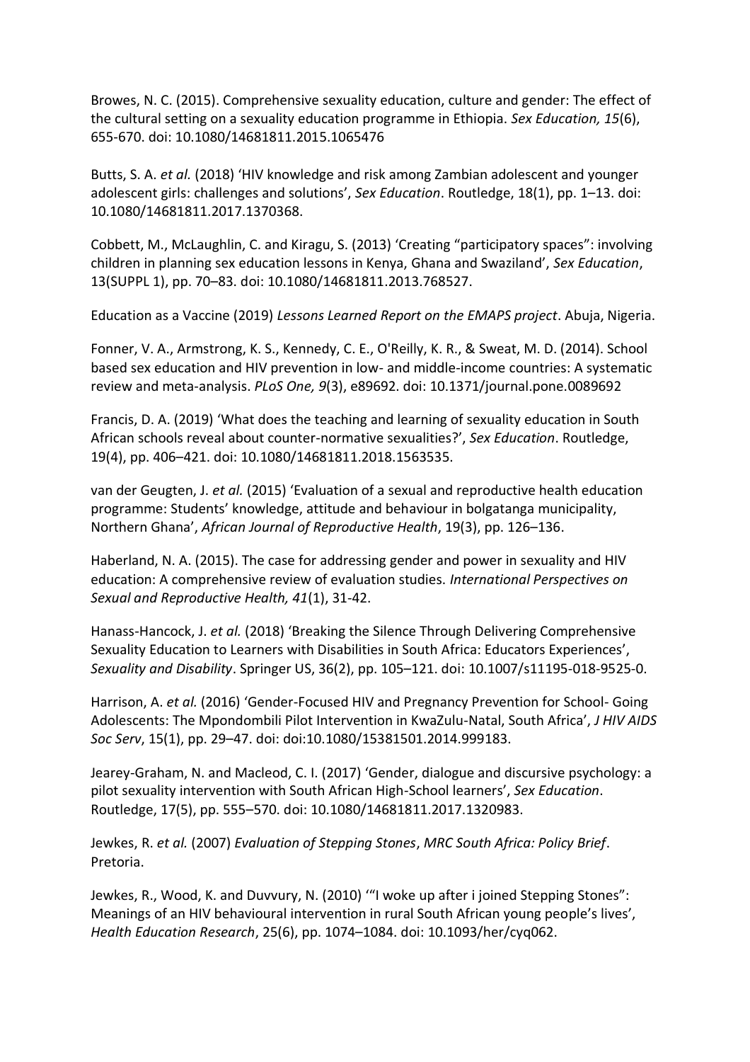Browes, N. C. (2015). Comprehensive sexuality education, culture and gender: The effect of the cultural setting on a sexuality education programme in Ethiopia. *Sex Education, 15*(6), 655-670. doi: 10.1080/14681811.2015.1065476

Butts, S. A. *et al.* (2018) 'HIV knowledge and risk among Zambian adolescent and younger adolescent girls: challenges and solutions', *Sex Education*. Routledge, 18(1), pp. 1–13. doi: 10.1080/14681811.2017.1370368.

Cobbett, M., McLaughlin, C. and Kiragu, S. (2013) 'Creating "participatory spaces": involving children in planning sex education lessons in Kenya, Ghana and Swaziland', *Sex Education*, 13(SUPPL 1), pp. 70–83. doi: 10.1080/14681811.2013.768527.

Education as a Vaccine (2019) *Lessons Learned Report on the EMAPS project*. Abuja, Nigeria.

Fonner, V. A., Armstrong, K. S., Kennedy, C. E., O'Reilly, K. R., & Sweat, M. D. (2014). School based sex education and HIV prevention in low- and middle-income countries: A systematic review and meta-analysis. *PLoS One, 9*(3), e89692. doi: 10.1371/journal.pone.0089692

Francis, D. A. (2019) 'What does the teaching and learning of sexuality education in South African schools reveal about counter-normative sexualities?', *Sex Education*. Routledge, 19(4), pp. 406–421. doi: 10.1080/14681811.2018.1563535.

van der Geugten, J. *et al.* (2015) 'Evaluation of a sexual and reproductive health education programme: Students' knowledge, attitude and behaviour in bolgatanga municipality, Northern Ghana', *African Journal of Reproductive Health*, 19(3), pp. 126–136.

Haberland, N. A. (2015). The case for addressing gender and power in sexuality and HIV education: A comprehensive review of evaluation studies. *International Perspectives on Sexual and Reproductive Health, 41*(1), 31-42.

Hanass-Hancock, J. *et al.* (2018) 'Breaking the Silence Through Delivering Comprehensive Sexuality Education to Learners with Disabilities in South Africa: Educators Experiences', *Sexuality and Disability*. Springer US, 36(2), pp. 105–121. doi: 10.1007/s11195-018-9525-0.

Harrison, A. *et al.* (2016) 'Gender-Focused HIV and Pregnancy Prevention for School- Going Adolescents: The Mpondombili Pilot Intervention in KwaZulu-Natal, South Africa', *J HIV AIDS Soc Serv*, 15(1), pp. 29–47. doi: doi:10.1080/15381501.2014.999183.

Jearey-Graham, N. and Macleod, C. I. (2017) 'Gender, dialogue and discursive psychology: a pilot sexuality intervention with South African High-School learners', *Sex Education*. Routledge, 17(5), pp. 555–570. doi: 10.1080/14681811.2017.1320983.

Jewkes, R. *et al.* (2007) *Evaluation of Stepping Stones*, *MRC South Africa: Policy Brief*. Pretoria.

Jewkes, R., Wood, K. and Duvvury, N. (2010) '"I woke up after i joined Stepping Stones": Meanings of an HIV behavioural intervention in rural South African young people's lives', *Health Education Research*, 25(6), pp. 1074–1084. doi: 10.1093/her/cyq062.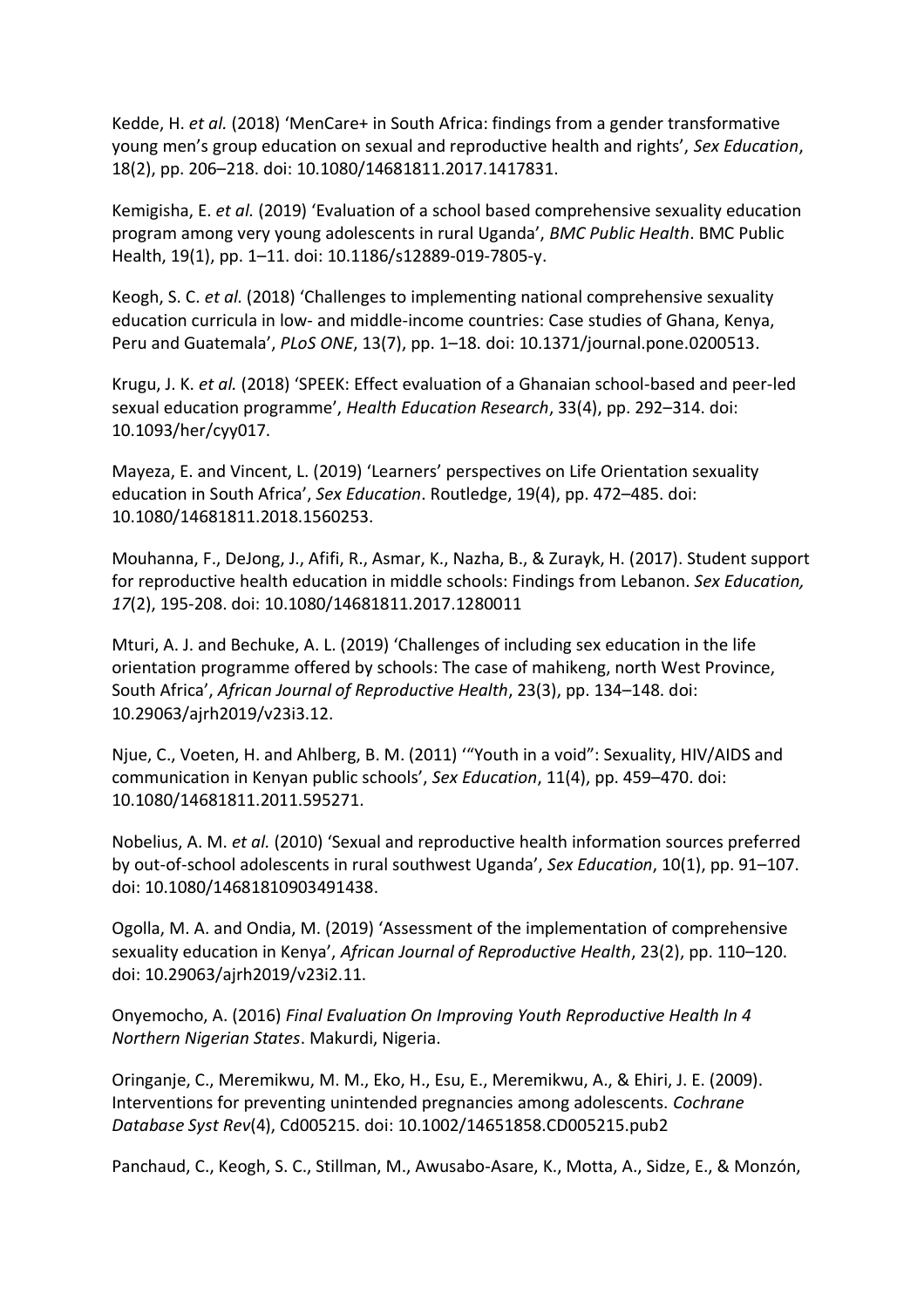Kedde, H. *et al.* (2018) 'MenCare+ in South Africa: findings from a gender transformative young men's group education on sexual and reproductive health and rights', *Sex Education*, 18(2), pp. 206–218. doi: 10.1080/14681811.2017.1417831.

Kemigisha, E. *et al.* (2019) 'Evaluation of a school based comprehensive sexuality education program among very young adolescents in rural Uganda', *BMC Public Health*. BMC Public Health, 19(1), pp. 1–11. doi: 10.1186/s12889-019-7805-y.

Keogh, S. C. *et al.* (2018) 'Challenges to implementing national comprehensive sexuality education curricula in low- and middle-income countries: Case studies of Ghana, Kenya, Peru and Guatemala', *PLoS ONE*, 13(7), pp. 1–18. doi: 10.1371/journal.pone.0200513.

Krugu, J. K. *et al.* (2018) 'SPEEK: Effect evaluation of a Ghanaian school-based and peer-led sexual education programme', *Health Education Research*, 33(4), pp. 292–314. doi: 10.1093/her/cyy017.

Mayeza, E. and Vincent, L. (2019) 'Learners' perspectives on Life Orientation sexuality education in South Africa', *Sex Education*. Routledge, 19(4), pp. 472–485. doi: 10.1080/14681811.2018.1560253.

Mouhanna, F., DeJong, J., Afifi, R., Asmar, K., Nazha, B., & Zurayk, H. (2017). Student support for reproductive health education in middle schools: Findings from Lebanon. *Sex Education, 17*(2), 195-208. doi: 10.1080/14681811.2017.1280011

Mturi, A. J. and Bechuke, A. L. (2019) 'Challenges of including sex education in the life orientation programme offered by schools: The case of mahikeng, north West Province, South Africa', *African Journal of Reproductive Health*, 23(3), pp. 134–148. doi: 10.29063/ajrh2019/v23i3.12.

Njue, C., Voeten, H. and Ahlberg, B. M. (2011) '"Youth in a void": Sexuality, HIV/AIDS and communication in Kenyan public schools', *Sex Education*, 11(4), pp. 459–470. doi: 10.1080/14681811.2011.595271.

Nobelius, A. M. *et al.* (2010) 'Sexual and reproductive health information sources preferred by out-of-school adolescents in rural southwest Uganda', *Sex Education*, 10(1), pp. 91–107. doi: 10.1080/14681810903491438.

Ogolla, M. A. and Ondia, M. (2019) 'Assessment of the implementation of comprehensive sexuality education in Kenya', *African Journal of Reproductive Health*, 23(2), pp. 110–120. doi: 10.29063/ajrh2019/v23i2.11.

Onyemocho, A. (2016) *Final Evaluation On Improving Youth Reproductive Health In 4 Northern Nigerian States*. Makurdi, Nigeria.

Oringanje, C., Meremikwu, M. M., Eko, H., Esu, E., Meremikwu, A., & Ehiri, J. E. (2009). Interventions for preventing unintended pregnancies among adolescents. *Cochrane Database Syst Rev*(4), Cd005215. doi: 10.1002/14651858.CD005215.pub2

Panchaud, C., Keogh, S. C., Stillman, M., Awusabo-Asare, K., Motta, A., Sidze, E., & Monzón,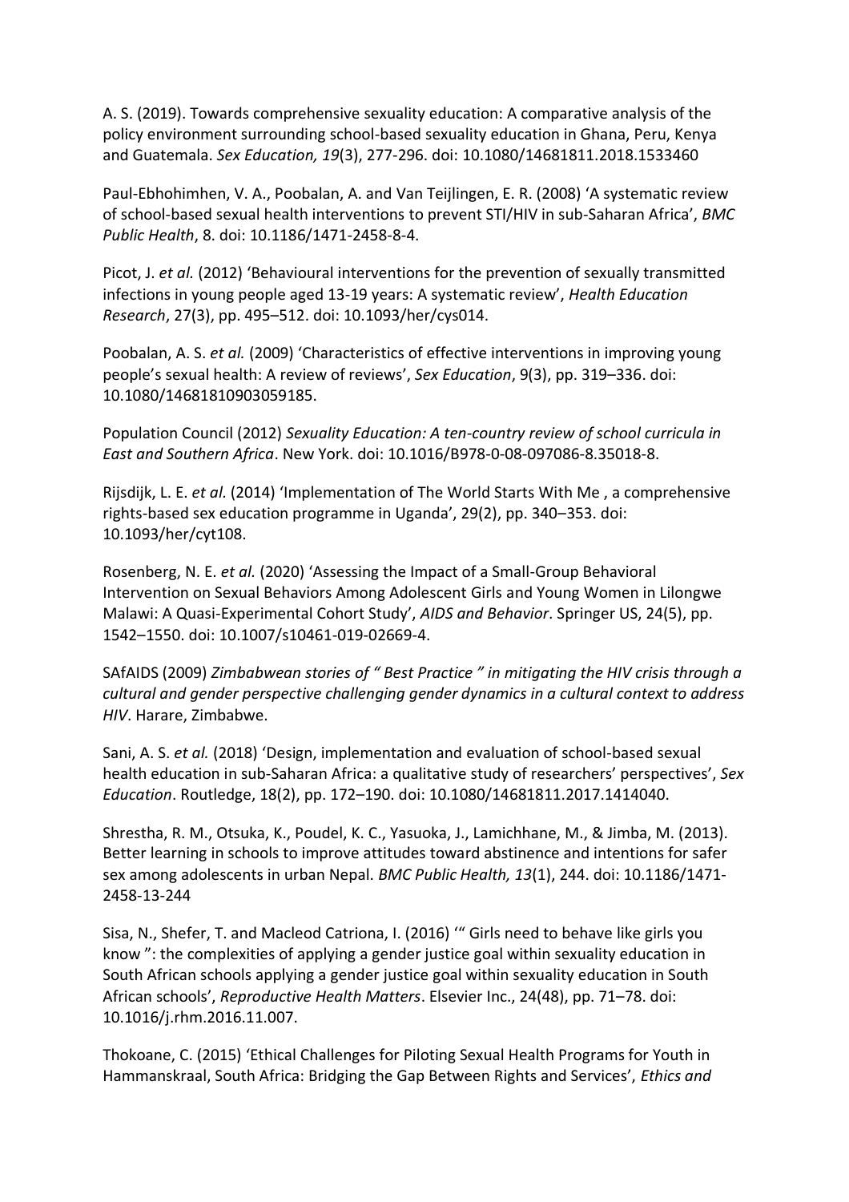A. S. (2019). Towards comprehensive sexuality education: A comparative analysis of the policy environment surrounding school-based sexuality education in Ghana, Peru, Kenya and Guatemala. *Sex Education, 19*(3), 277-296. doi: 10.1080/14681811.2018.1533460

Paul-Ebhohimhen, V. A., Poobalan, A. and Van Teijlingen, E. R. (2008) 'A systematic review of school-based sexual health interventions to prevent STI/HIV in sub-Saharan Africa', *BMC Public Health*, 8. doi: 10.1186/1471-2458-8-4.

Picot, J. *et al.* (2012) 'Behavioural interventions for the prevention of sexually transmitted infections in young people aged 13-19 years: A systematic review', *Health Education Research*, 27(3), pp. 495–512. doi: 10.1093/her/cys014.

Poobalan, A. S. *et al.* (2009) 'Characteristics of effective interventions in improving young people's sexual health: A review of reviews', *Sex Education*, 9(3), pp. 319–336. doi: 10.1080/14681810903059185.

Population Council (2012) *Sexuality Education: A ten-country review of school curricula in East and Southern Africa*. New York. doi: 10.1016/B978-0-08-097086-8.35018-8.

Rijsdijk, L. E. *et al.* (2014) 'Implementation of The World Starts With Me , a comprehensive rights-based sex education programme in Uganda', 29(2), pp. 340–353. doi: 10.1093/her/cyt108.

Rosenberg, N. E. *et al.* (2020) 'Assessing the Impact of a Small-Group Behavioral Intervention on Sexual Behaviors Among Adolescent Girls and Young Women in Lilongwe Malawi: A Quasi-Experimental Cohort Study', *AIDS and Behavior*. Springer US, 24(5), pp. 1542–1550. doi: 10.1007/s10461-019-02669-4.

SAfAIDS (2009) *Zimbabwean stories of " Best Practice " in mitigating the HIV crisis through a cultural and gender perspective challenging gender dynamics in a cultural context to address HIV*. Harare, Zimbabwe.

Sani, A. S. *et al.* (2018) 'Design, implementation and evaluation of school-based sexual health education in sub-Saharan Africa: a qualitative study of researchers' perspectives', *Sex Education*. Routledge, 18(2), pp. 172–190. doi: 10.1080/14681811.2017.1414040.

Shrestha, R. M., Otsuka, K., Poudel, K. C., Yasuoka, J., Lamichhane, M., & Jimba, M. (2013). Better learning in schools to improve attitudes toward abstinence and intentions for safer sex among adolescents in urban Nepal. *BMC Public Health, 13*(1), 244. doi: 10.1186/1471-2458-13-244

Sisa, N., Shefer, T. and Macleod Catriona, I. (2016) '" Girls need to behave like girls you know ": the complexities of applying a gender justice goal within sexuality education in South African schools applying a gender justice goal within sexuality education in South African schools', *Reproductive Health Matters*. Elsevier Inc., 24(48), pp. 71–78. doi: 10.1016/j.rhm.2016.11.007.

Thokoane, C. (2015) 'Ethical Challenges for Piloting Sexual Health Programs for Youth in Hammanskraal, South Africa: Bridging the Gap Between Rights and Services', *Ethics and*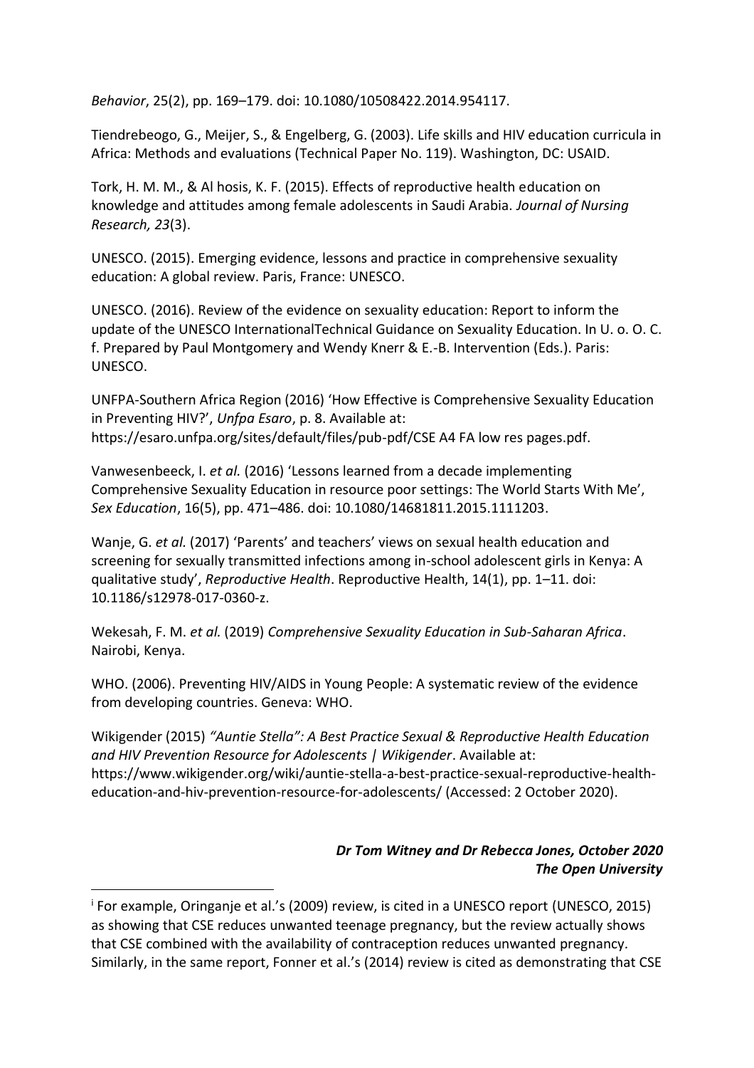*Behavior*, 25(2), pp. 169–179. doi: 10.1080/10508422.2014.954117.

Tiendrebeogo, G., Meijer, S., & Engelberg, G. (2003). Life skills and HIV education curricula in Africa: Methods and evaluations (Technical Paper No. 119). Washington, DC: USAID.

Tork, H. M. M., & Al hosis, K. F. (2015). Effects of reproductive health education on knowledge and attitudes among female adolescents in Saudi Arabia. *Journal of Nursing Research, 23*(3).

UNESCO. (2015). Emerging evidence, lessons and practice in comprehensive sexuality education: A global review. Paris, France: UNESCO.

UNESCO. (2016). Review of the evidence on sexuality education: Report to inform the update of the UNESCO InternationalTechnical Guidance on Sexuality Education. In U. o. O. C. f. Prepared by Paul Montgomery and Wendy Knerr & E.-B. Intervention (Eds.). Paris: UNESCO.

UNFPA-Southern Africa Region (2016) 'How Effective is Comprehensive Sexuality Education in Preventing HIV?', *Unfpa Esaro*, p. 8. Available at: https://esaro.unfpa.org/sites/default/files/pub-pdf/CSE A4 FA low res pages.pdf.

Vanwesenbeeck, I. *et al.* (2016) 'Lessons learned from a decade implementing Comprehensive Sexuality Education in resource poor settings: The World Starts With Me', *Sex Education*, 16(5), pp. 471–486. doi: 10.1080/14681811.2015.1111203.

Wanje, G. *et al.* (2017) 'Parents' and teachers' views on sexual health education and screening for sexually transmitted infections among in-school adolescent girls in Kenya: A qualitative study', *Reproductive Health*. Reproductive Health, 14(1), pp. 1–11. doi: 10.1186/s12978-017-0360-z.

Wekesah, F. M. *et al.* (2019) *Comprehensive Sexuality Education in Sub-Saharan Africa*. Nairobi, Kenya.

WHO. (2006). Preventing HIV/AIDS in Young People: A systematic review of the evidence from developing countries. Geneva: WHO.

Wikigender (2015) *"Auntie Stella": A Best Practice Sexual & Reproductive Health Education and HIV Prevention Resource for Adolescents | Wikigender*. Available at: https://www.wikigender.org/wiki/auntie-stella-a-best-practice-sexual-reproductive-health-education-and-hiv-prevention-resource-for-adolescents/ (Accessed: 2 October 2020).

***Dr Tom Witney and Dr Rebecca Jones, October 2020***
***The Open University***

---

[i] For example, Oringanje et al.'s (2009) review, is cited in a UNESCO report (UNESCO, 2015) as showing that CSE reduces unwanted teenage pregnancy, but the review actually shows that CSE combined with the availability of contraception reduces unwanted pregnancy. Similarly, in the same report, Fonner et al.'s (2014) review is cited as demonstrating that CSE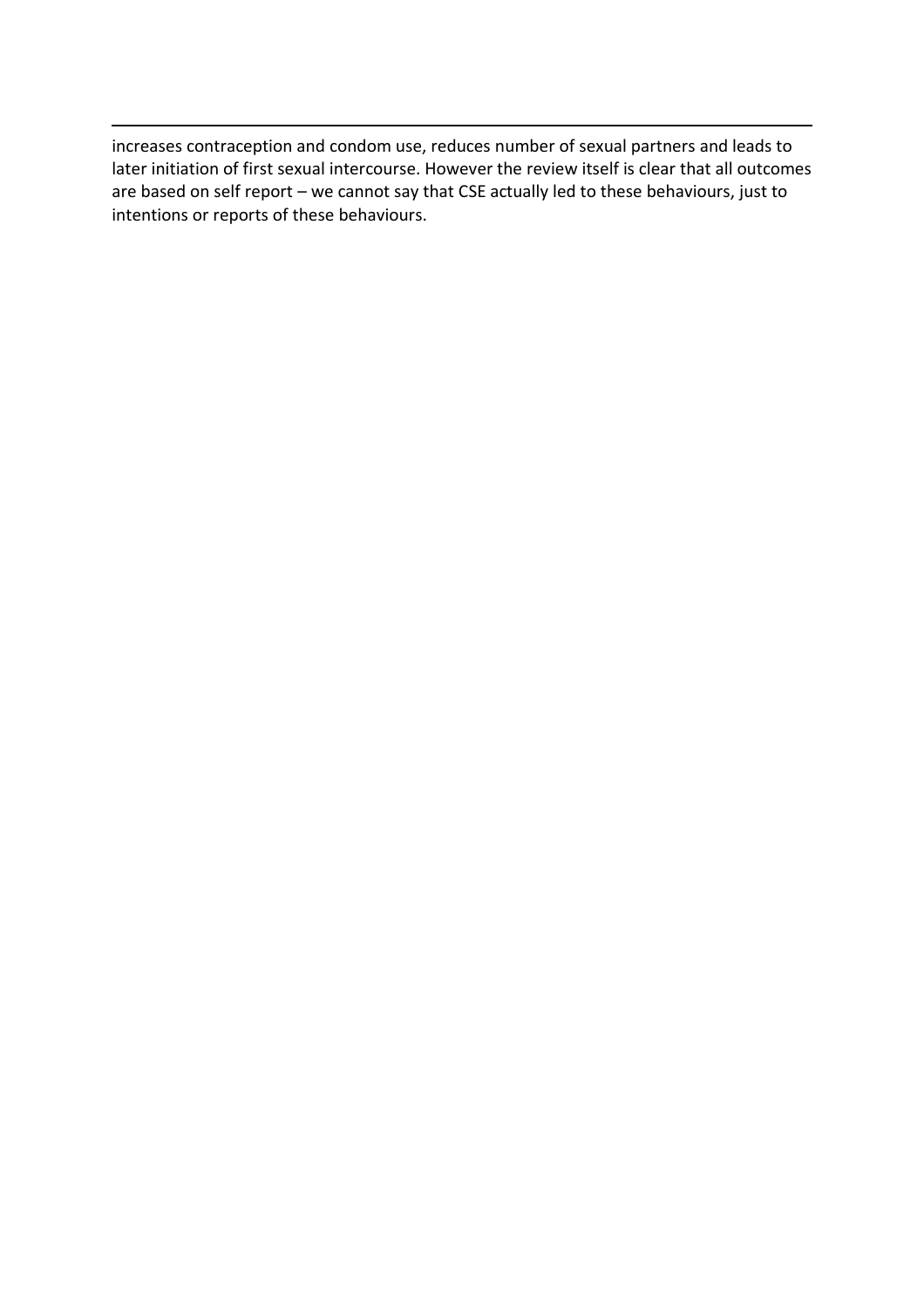increases contraception and condom use, reduces number of sexual partners and leads to later initiation of first sexual intercourse. However the review itself is clear that all outcomes are based on self report – we cannot say that CSE actually led to these behaviours, just to intentions or reports of these behaviours.